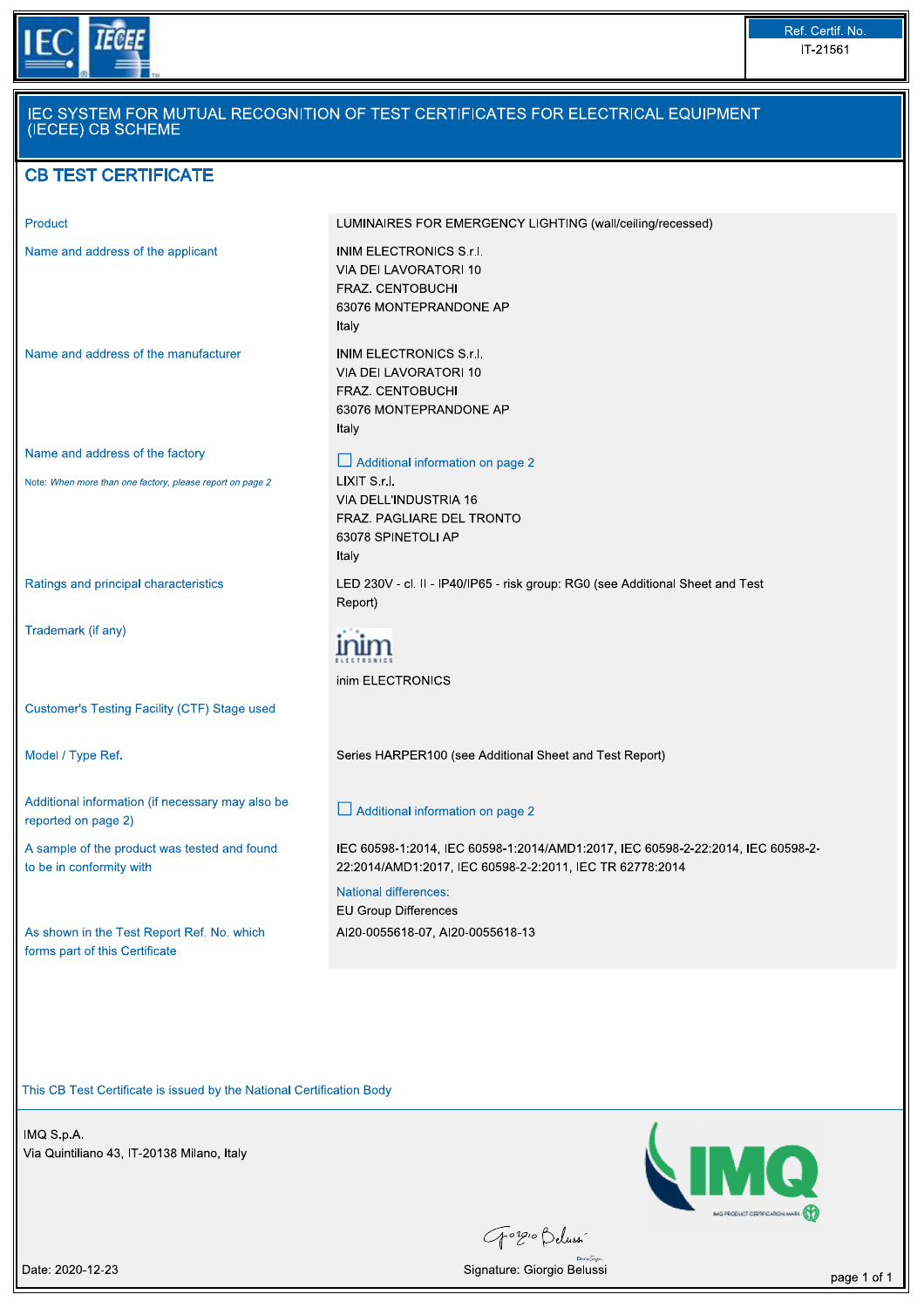Ref. Certif. No.
IT-21561

# IEC SYSTEM FOR MUTUAL RECOGNITION OF TEST CERTIFICATES FOR ELECTRICAL EQUIPMENT (IECEE) CB SCHEME

## CB TEST CERTIFICATE

| | |
|---|---|
| Product | LUMINAIRES FOR EMERGENCY LIGHTING (wall/ceiling/recessed) |
| Name and address of the applicant | INIM ELECTRONICS S.r.l.<br>VIA DEI LAVORATORI 10<br>FRAZ. CENTOBUCHI<br>63076 MONTEPRANDONE AP<br>Italy |
| Name and address of the manufacturer | INIM ELECTRONICS S.r.l.<br>VIA DEI LAVORATORI 10<br>FRAZ. CENTOBUCHI<br>63076 MONTEPRANDONE AP<br>Italy |
| Name and address of the factory<br><br>Note: *When more than one factory, please report on page 2* | ☐ Additional information on page 2<br>LIXIT S.r.l.<br>VIA DELL'INDUSTRIA 16<br>FRAZ. PAGLIARE DEL TRONTO<br>63078 SPINETOLI AP<br>Italy |
| Ratings and principal characteristics | LED 230V - cl. II - IP40/IP65 - risk group: RG0 (see Additional Sheet and Test Report) |
| Trademark (if any) | inim ELECTRONICS |
| Customer's Testing Facility (CTF) Stage used | |
| Model / Type Ref. | Series HARPER100 (see Additional Sheet and Test Report) |
| Additional information (if necessary may also be reported on page 2) | ☐ Additional information on page 2 |
| A sample of the product was tested and found to be in conformity with | IEC 60598-1:2014, IEC 60598-1:2014/AMD1:2017, IEC 60598-2-22:2014, IEC 60598-2-22:2014/AMD1:2017, IEC 60598-2-2:2011, IEC TR 62778:2014<br><br>National differences:<br>EU Group Differences |
| As shown in the Test Report Ref. No. which forms part of this Certificate | AI20-0055618-07, AI20-0055618-13 |

This CB Test Certificate is issued by the National Certification Body

IMQ S.p.A.
Via Quintiliano 43, IT-20138 Milano, Italy

Date: 2020-12-23

Signature: Giorgio Belussi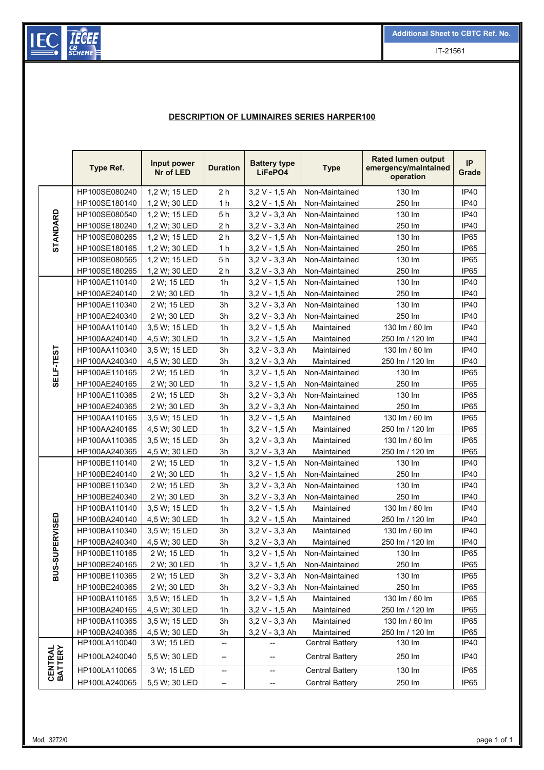Additional Sheet to CBTC Ref. No.

IT-21561

## DESCRIPTION OF LUMINAIRES SERIES HARPER100

| | Type Ref. | Input power Nr of LED | Duration | Battery type LiFePO4 | Type | Rated lumen output emergency/maintained operation | IP Grade |
|---|---|---|---|---|---|---|---|
| STANDARD | HP100SE080240 | 1,2 W; 15 LED | 2 h | 3,2 V - 1,5 Ah | Non-Maintained | 130 lm | IP40 |
| | HP100SE180140 | 1,2 W; 30 LED | 1 h | 3,2 V - 1,5 Ah | Non-Maintained | 250 lm | IP40 |
| | HP100SE080540 | 1,2 W; 15 LED | 5 h | 3,2 V - 3,3 Ah | Non-Maintained | 130 lm | IP40 |
| | HP100SE180240 | 1,2 W; 30 LED | 2 h | 3,2 V - 3,3 Ah | Non-Maintained | 250 lm | IP40 |
| | HP100SE080265 | 1,2 W; 15 LED | 2 h | 3,2 V - 1,5 Ah | Non-Maintained | 130 lm | IP65 |
| | HP100SE180165 | 1,2 W; 30 LED | 1 h | 3,2 V - 1,5 Ah | Non-Maintained | 250 lm | IP65 |
| | HP100SE080565 | 1,2 W; 15 LED | 5 h | 3,2 V - 3,3 Ah | Non-Maintained | 130 lm | IP65 |
| | HP100SE180265 | 1,2 W; 30 LED | 2 h | 3,2 V - 3,3 Ah | Non-Maintained | 250 lm | IP65 |
| SELF-TEST | HP100AE110140 | 2 W; 15 LED | 1h | 3,2 V - 1,5 Ah | Non-Maintained | 130 lm | IP40 |
| | HP100AE240140 | 2 W; 30 LED | 1h | 3,2 V - 1,5 Ah | Non-Maintained | 250 lm | IP40 |
| | HP100AE110340 | 2 W; 15 LED | 3h | 3,2 V - 3,3 Ah | Non-Maintained | 130 lm | IP40 |
| | HP100AE240340 | 2 W; 30 LED | 3h | 3,2 V - 3,3 Ah | Non-Maintained | 250 lm | IP40 |
| | HP100AA110140 | 3,5 W; 15 LED | 1h | 3,2 V - 1,5 Ah | Maintained | 130 lm / 60 lm | IP40 |
| | HP100AA240140 | 4,5 W; 30 LED | 1h | 3,2 V - 1,5 Ah | Maintained | 250 lm / 120 lm | IP40 |
| | HP100AA110340 | 3,5 W; 15 LED | 3h | 3,2 V - 3,3 Ah | Maintained | 130 lm / 60 lm | IP40 |
| | HP100AA240340 | 4,5 W; 30 LED | 3h | 3,2 V - 3,3 Ah | Maintained | 250 lm / 120 lm | IP40 |
| | HP100AE110165 | 2 W; 15 LED | 1h | 3,2 V - 1,5 Ah | Non-Maintained | 130 lm | IP65 |
| | HP100AE240165 | 2 W; 30 LED | 1h | 3,2 V - 1,5 Ah | Non-Maintained | 250 lm | IP65 |
| | HP100AE110365 | 2 W; 15 LED | 3h | 3,2 V - 3,3 Ah | Non-Maintained | 130 lm | IP65 |
| | HP100AE240365 | 2 W; 30 LED | 3h | 3,2 V - 3,3 Ah | Non-Maintained | 250 lm | IP65 |
| | HP100AA110165 | 3,5 W; 15 LED | 1h | 3,2 V - 1,5 Ah | Maintained | 130 lm / 60 lm | IP65 |
| | HP100AA240165 | 4,5 W; 30 LED | 1h | 3,2 V - 1,5 Ah | Maintained | 250 lm / 120 lm | IP65 |
| | HP100AA110365 | 3,5 W; 15 LED | 3h | 3,2 V - 3,3 Ah | Maintained | 130 lm / 60 lm | IP65 |
| | HP100AA240365 | 4,5 W; 30 LED | 3h | 3,2 V - 3,3 Ah | Maintained | 250 lm / 120 lm | IP65 |
| BUS-SUPERVISED | HP100BE110140 | 2 W; 15 LED | 1h | 3,2 V - 1,5 Ah | Non-Maintained | 130 lm | IP40 |
| | HP100BE240140 | 2 W; 30 LED | 1h | 3,2 V - 1,5 Ah | Non-Maintained | 250 lm | IP40 |
| | HP100BE110340 | 2 W; 15 LED | 3h | 3,2 V - 3,3 Ah | Non-Maintained | 130 lm | IP40 |
| | HP100BE240340 | 2 W; 30 LED | 3h | 3,2 V - 3,3 Ah | Non-Maintained | 250 lm | IP40 |
| | HP100BA110140 | 3,5 W; 15 LED | 1h | 3,2 V - 1,5 Ah | Maintained | 130 lm / 60 lm | IP40 |
| | HP100BA240140 | 4,5 W; 30 LED | 1h | 3,2 V - 1,5 Ah | Maintained | 250 lm / 120 lm | IP40 |
| | HP100BA110340 | 3,5 W; 15 LED | 3h | 3,2 V - 3,3 Ah | Maintained | 130 lm / 60 lm | IP40 |
| | HP100BA240340 | 4,5 W; 30 LED | 3h | 3,2 V - 3,3 Ah | Maintained | 250 lm / 120 lm | IP40 |
| | HP100BE110165 | 2 W; 15 LED | 1h | 3,2 V - 1,5 Ah | Non-Maintained | 130 lm | IP65 |
| | HP100BE240165 | 2 W; 30 LED | 1h | 3,2 V - 1,5 Ah | Non-Maintained | 250 lm | IP65 |
| | HP100BE110365 | 2 W; 15 LED | 3h | 3,2 V - 3,3 Ah | Non-Maintained | 130 lm | IP65 |
| | HP100BE240365 | 2 W; 30 LED | 3h | 3,2 V - 3,3 Ah | Non-Maintained | 250 lm | IP65 |
| | HP100BA110165 | 3,5 W; 15 LED | 1h | 3,2 V - 1,5 Ah | Maintained | 130 lm / 60 lm | IP65 |
| | HP100BA240165 | 4,5 W; 30 LED | 1h | 3,2 V - 1,5 Ah | Maintained | 250 lm / 120 lm | IP65 |
| | HP100BA110365 | 3,5 W; 15 LED | 3h | 3,2 V - 3,3 Ah | Maintained | 130 lm / 60 lm | IP65 |
| | HP100BA240365 | 4,5 W; 30 LED | 3h | 3,2 V - 3,3 Ah | Maintained | 250 lm / 120 lm | IP65 |
| CENTRAL BATTERY | HP100LA110040 | 3 W; 15 LED | -- | -- | Central Battery | 130 lm | IP40 |
| | HP100LA240040 | 5,5 W; 30 LED | -- | -- | Central Battery | 250 lm | IP40 |
| | HP100LA110065 | 3 W; 15 LED | -- | -- | Central Battery | 130 lm | IP65 |
| | HP100LA240065 | 5,5 W; 30 LED | -- | -- | Central Battery | 250 lm | IP65 |

Mod. 3272/0